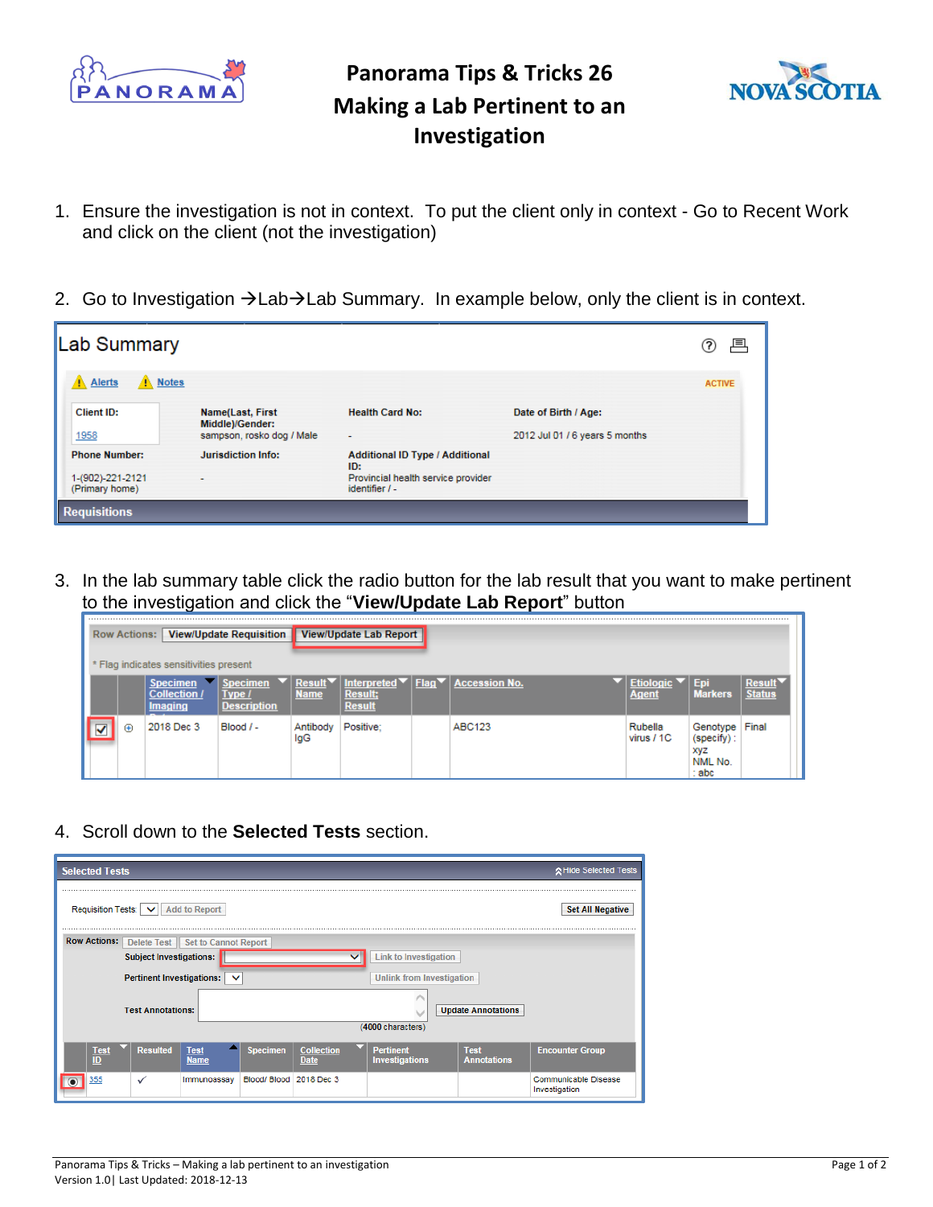# Panorama Tips & Tricks 26
# Making a Lab Pertinent to an Investigation

1. Ensure the investigation is not in context. To put the client only in context - Go to Recent Work and click on the client (not the investigation)

2. Go to Investigation →Lab→Lab Summary. In example below, only the client is in context.

3. In the lab summary table click the radio button for the lab result that you want to make pertinent to the investigation and click the "**View/Update Lab Report**" button

4. Scroll down to the **Selected Tests** section.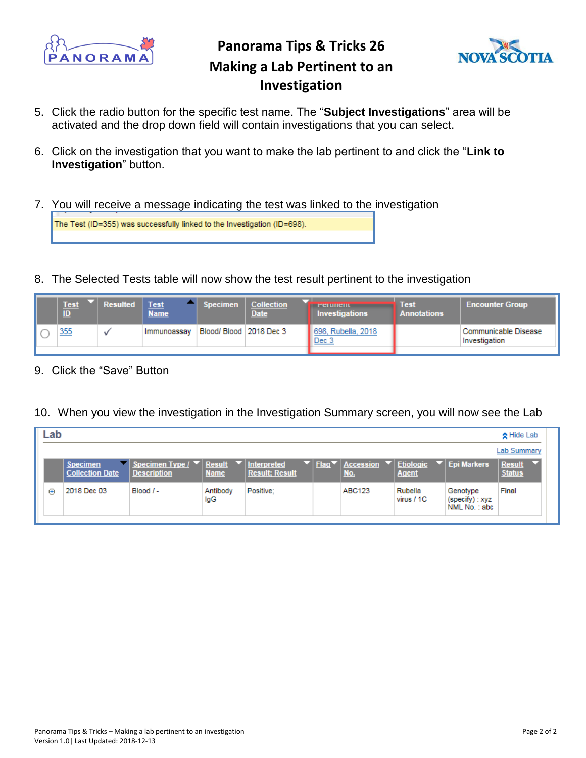# Panorama Tips & Tricks 26

## Making a Lab Pertinent to an Investigation

5. Click the radio button for the specific test name. The "**Subject Investigations**" area will be activated and the drop down field will contain investigations that you can select.

6. Click on the investigation that you want to make the lab pertinent to and click the "**Link to Investigation**" button.

7. You will receive a message indicating the test was linked to the investigation

   The Test (ID=355) was successfully linked to the Investigation (ID=698).

8. The Selected Tests table will now show the test result pertinent to the investigation

| | Test ID | Resulted | Test Name | Specimen | Collection Date | Pertinent Investigations | Test Annotations | Encounter Group |
|---|---|---|---|---|---|---|---|---|
| ○ | 355 | ✓ | Immunoassay | Blood/ Blood | 2018 Dec 3 | 698, Rubella, 2018 Dec 3 | | Communicable Disease Investigation |

9. Click the "Save" Button

10. When you view the investigation in the Investigation Summary screen, you will now see the Lab

**Lab**

Hide Lab

Lab Summary

| | Specimen Collection Date | Specimen Type / Description | Result Name | Interpreted Result; Result | Flag | Accession No. | Etiologic Agent | Epi Markers | Result Status |
|---|---|---|---|---|---|---|---|---|---|
| ⊕ | 2018 Dec 03 | Blood / - | Antibody IgG | Positive; | | ABC123 | Rubella virus / 1C | Genotype (specify) : xyz NML No. : abc | Final |

Panorama Tips & Tricks – Making a lab pertinent to an investigation
Version 1.0| Last Updated: 2018-12-13